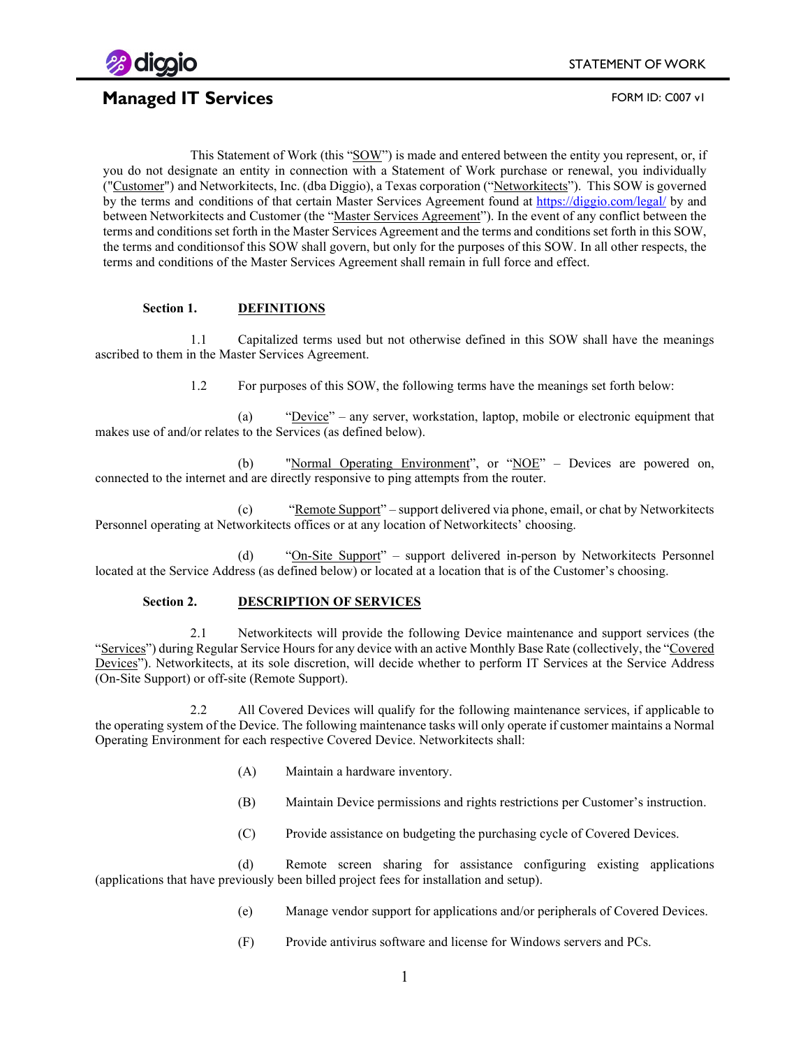STATEMENT OF WORK

# Managed IT Services

FORM ID: C007 v1

This Statement of Work (this "SOW") is made and entered between the entity you represent, or, if you do not designate an entity in connection with a Statement of Work purchase or renewal, you individually ("Customer") and Networkitects, Inc. (dba Diggio), a Texas corporation ("Networkitects"). This SOW is governed by the terms and conditions of that certain Master Services Agreement found at https://diggio.com/legal/ by and between Networkitects and Customer (the "Master Services Agreement"). In the event of any conflict between the terms and conditions set forth in the Master Services Agreement and the terms and conditions set forth in this SOW, the terms and conditionsof this SOW shall govern, but only for the purposes of this SOW. In all other respects, the terms and conditions of the Master Services Agreement shall remain in full force and effect.

## Section 1. DEFINITIONS

1.1 Capitalized terms used but not otherwise defined in this SOW shall have the meanings ascribed to them in the Master Services Agreement.

1.2 For purposes of this SOW, the following terms have the meanings set forth below:

(a) "Device" – any server, workstation, laptop, mobile or electronic equipment that makes use of and/or relates to the Services (as defined below).

(b) "Normal Operating Environment", or "NOE" – Devices are powered on, connected to the internet and are directly responsive to ping attempts from the router.

(c) "Remote Support" – support delivered via phone, email, or chat by Networkitects Personnel operating at Networkitects offices or at any location of Networkitects' choosing.

(d) "On-Site Support" – support delivered in-person by Networkitects Personnel located at the Service Address (as defined below) or located at a location that is of the Customer's choosing.

## Section 2. DESCRIPTION OF SERVICES

2.1 Networkitects will provide the following Device maintenance and support services (the "Services") during Regular Service Hours for any device with an active Monthly Base Rate (collectively, the "Covered Devices"). Networkitects, at its sole discretion, will decide whether to perform IT Services at the Service Address (On-Site Support) or off-site (Remote Support).

2.2 All Covered Devices will qualify for the following maintenance services, if applicable to the operating system of the Device. The following maintenance tasks will only operate if customer maintains a Normal Operating Environment for each respective Covered Device. Networkitects shall:

(A) Maintain a hardware inventory.

(B) Maintain Device permissions and rights restrictions per Customer's instruction.

(C) Provide assistance on budgeting the purchasing cycle of Covered Devices.

(d) Remote screen sharing for assistance configuring existing applications (applications that have previously been billed project fees for installation and setup).

(e) Manage vendor support for applications and/or peripherals of Covered Devices.

(F) Provide antivirus software and license for Windows servers and PCs.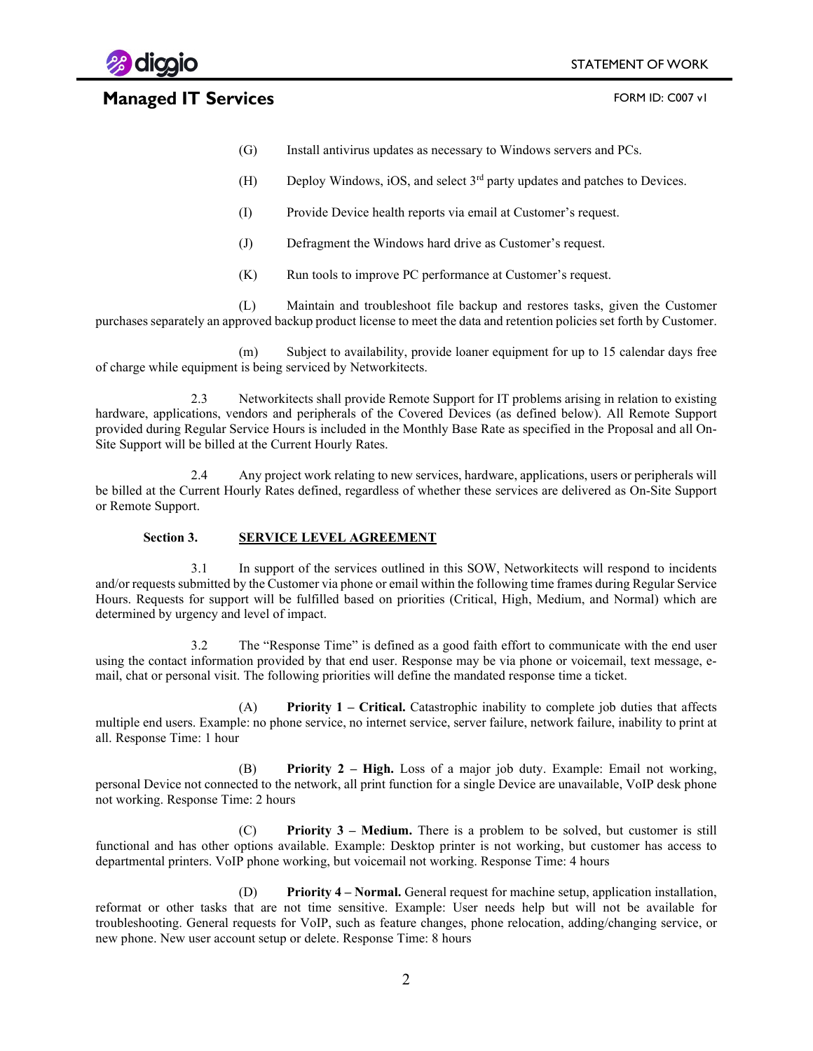(G) Install antivirus updates as necessary to Windows servers and PCs.

(H) Deploy Windows, iOS, and select 3rd party updates and patches to Devices.

(I) Provide Device health reports via email at Customer's request.

(J) Defragment the Windows hard drive as Customer's request.

(K) Run tools to improve PC performance at Customer's request.

(L) Maintain and troubleshoot file backup and restores tasks, given the Customer purchases separately an approved backup product license to meet the data and retention policies set forth by Customer.

(m) Subject to availability, provide loaner equipment for up to 15 calendar days free of charge while equipment is being serviced by Networkitects.

2.3 Networkitects shall provide Remote Support for IT problems arising in relation to existing hardware, applications, vendors and peripherals of the Covered Devices (as defined below). All Remote Support provided during Regular Service Hours is included in the Monthly Base Rate as specified in the Proposal and all On-Site Support will be billed at the Current Hourly Rates.

2.4 Any project work relating to new services, hardware, applications, users or peripherals will be billed at the Current Hourly Rates defined, regardless of whether these services are delivered as On-Site Support or Remote Support.

## Section 3. SERVICE LEVEL AGREEMENT

3.1 In support of the services outlined in this SOW, Networkitects will respond to incidents and/or requests submitted by the Customer via phone or email within the following time frames during Regular Service Hours. Requests for support will be fulfilled based on priorities (Critical, High, Medium, and Normal) which are determined by urgency and level of impact.

3.2 The "Response Time" is defined as a good faith effort to communicate with the end user using the contact information provided by that end user. Response may be via phone or voicemail, text message, e-mail, chat or personal visit. The following priorities will define the mandated response time a ticket.

(A) **Priority 1 – Critical.** Catastrophic inability to complete job duties that affects multiple end users. Example: no phone service, no internet service, server failure, network failure, inability to print at all. Response Time: 1 hour

(B) **Priority 2 – High.** Loss of a major job duty. Example: Email not working, personal Device not connected to the network, all print function for a single Device are unavailable, VoIP desk phone not working. Response Time: 2 hours

(C) **Priority 3 – Medium.** There is a problem to be solved, but customer is still functional and has other options available. Example: Desktop printer is not working, but customer has access to departmental printers. VoIP phone working, but voicemail not working. Response Time: 4 hours

(D) **Priority 4 – Normal.** General request for machine setup, application installation, reformat or other tasks that are not time sensitive. Example: User needs help but will not be available for troubleshooting. General requests for VoIP, such as feature changes, phone relocation, adding/changing service, or new phone. New user account setup or delete. Response Time: 8 hours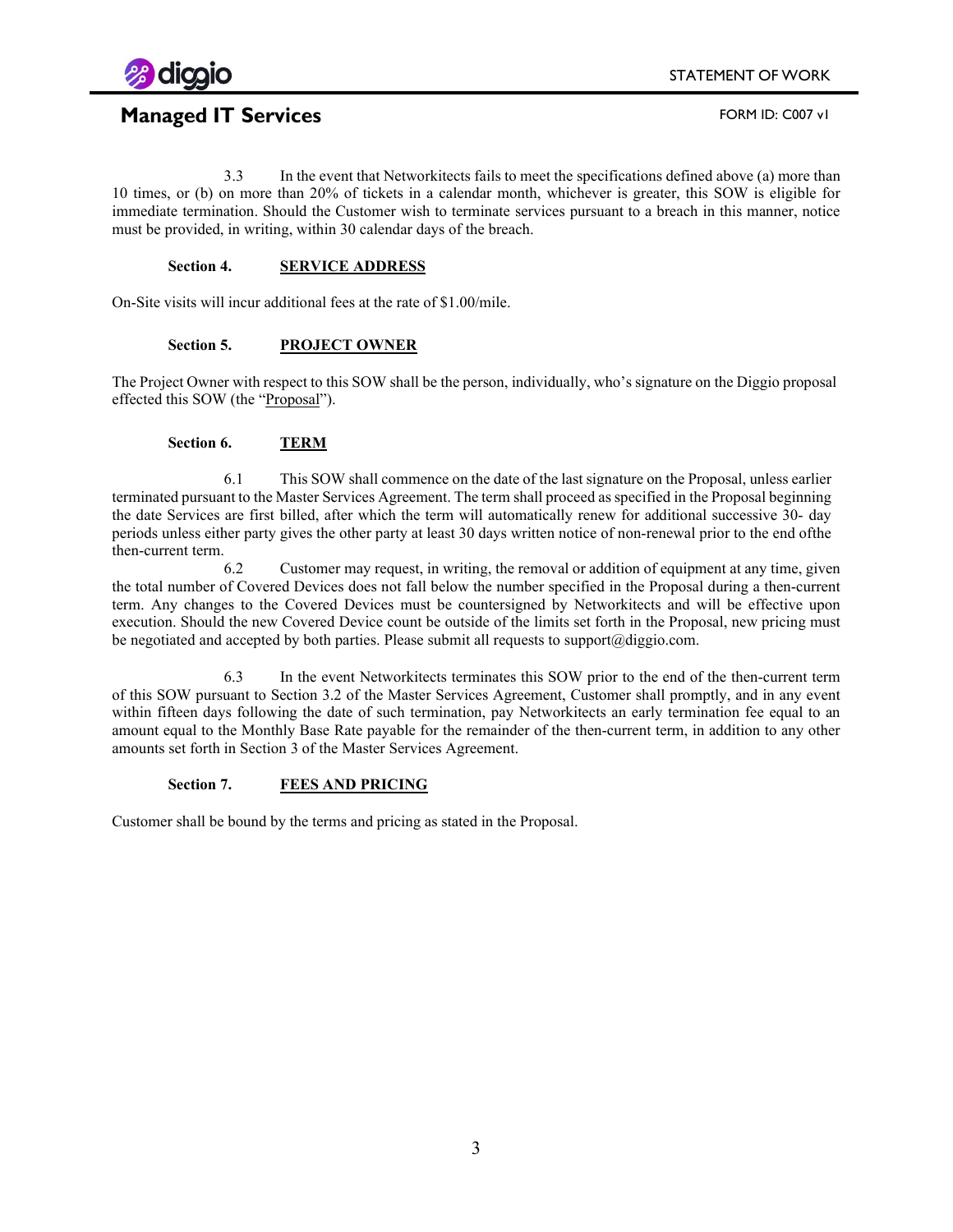3.3 In the event that Networkitects fails to meet the specifications defined above (a) more than 10 times, or (b) on more than 20% of tickets in a calendar month, whichever is greater, this SOW is eligible for immediate termination. Should the Customer wish to terminate services pursuant to a breach in this manner, notice must be provided, in writing, within 30 calendar days of the breach.

### Section 4. SERVICE ADDRESS

On-Site visits will incur additional fees at the rate of $1.00/mile.

### Section 5. PROJECT OWNER

The Project Owner with respect to this SOW shall be the person, individually, who's signature on the Diggio proposal effected this SOW (the "Proposal").

### Section 6. TERM

6.1 This SOW shall commence on the date of the last signature on the Proposal, unless earlier terminated pursuant to the Master Services Agreement. The term shall proceed as specified in the Proposal beginning the date Services are first billed, after which the term will automatically renew for additional successive 30- day periods unless either party gives the other party at least 30 days written notice of non-renewal prior to the end ofthe then-current term.

6.2 Customer may request, in writing, the removal or addition of equipment at any time, given the total number of Covered Devices does not fall below the number specified in the Proposal during a then-current term. Any changes to the Covered Devices must be countersigned by Networkitects and will be effective upon execution. Should the new Covered Device count be outside of the limits set forth in the Proposal, new pricing must be negotiated and accepted by both parties. Please submit all requests to support@diggio.com.

6.3 In the event Networkitects terminates this SOW prior to the end of the then-current term of this SOW pursuant to Section 3.2 of the Master Services Agreement, Customer shall promptly, and in any event within fifteen days following the date of such termination, pay Networkitects an early termination fee equal to an amount equal to the Monthly Base Rate payable for the remainder of the then-current term, in addition to any other amounts set forth in Section 3 of the Master Services Agreement.

### Section 7. FEES AND PRICING

Customer shall be bound by the terms and pricing as stated in the Proposal.